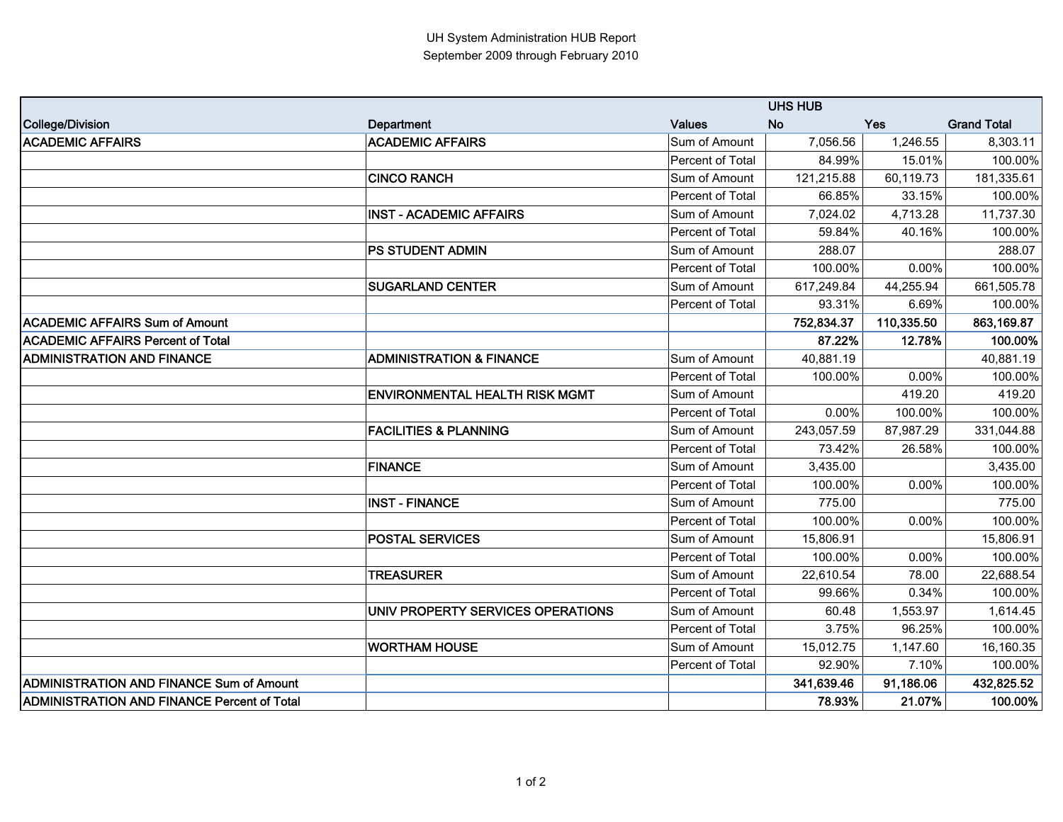UH System Administration HUB Report
September 2009 through February 2010

| | | | UHS HUB | | |
|---|---|---|---|---|---|
| **College/Division** | **Department** | **Values** | **No** | **Yes** | **Grand Total** |
| **ACADEMIC AFFAIRS** | **ACADEMIC AFFAIRS** | Sum of Amount | 7,056.56 | 1,246.55 | 8,303.11 |
| | | Percent of Total | 84.99% | 15.01% | 100.00% |
| | **CINCO RANCH** | Sum of Amount | 121,215.88 | 60,119.73 | 181,335.61 |
| | | Percent of Total | 66.85% | 33.15% | 100.00% |
| | **INST - ACADEMIC AFFAIRS** | Sum of Amount | 7,024.02 | 4,713.28 | 11,737.30 |
| | | Percent of Total | 59.84% | 40.16% | 100.00% |
| | **PS STUDENT ADMIN** | Sum of Amount | 288.07 | | 288.07 |
| | | Percent of Total | 100.00% | 0.00% | 100.00% |
| | **SUGARLAND CENTER** | Sum of Amount | 617,249.84 | 44,255.94 | 661,505.78 |
| | | Percent of Total | 93.31% | 6.69% | 100.00% |
| **ACADEMIC AFFAIRS Sum of Amount** | | | **752,834.37** | **110,335.50** | **863,169.87** |
| **ACADEMIC AFFAIRS Percent of Total** | | | **87.22%** | **12.78%** | **100.00%** |
| **ADMINISTRATION AND FINANCE** | **ADMINISTRATION & FINANCE** | Sum of Amount | 40,881.19 | | 40,881.19 |
| | | Percent of Total | 100.00% | 0.00% | 100.00% |
| | **ENVIRONMENTAL HEALTH RISK MGMT** | Sum of Amount | | 419.20 | 419.20 |
| | | Percent of Total | 0.00% | 100.00% | 100.00% |
| | **FACILITIES & PLANNING** | Sum of Amount | 243,057.59 | 87,987.29 | 331,044.88 |
| | | Percent of Total | 73.42% | 26.58% | 100.00% |
| | **FINANCE** | Sum of Amount | 3,435.00 | | 3,435.00 |
| | | Percent of Total | 100.00% | 0.00% | 100.00% |
| | **INST - FINANCE** | Sum of Amount | 775.00 | | 775.00 |
| | | Percent of Total | 100.00% | 0.00% | 100.00% |
| | **POSTAL SERVICES** | Sum of Amount | 15,806.91 | | 15,806.91 |
| | | Percent of Total | 100.00% | 0.00% | 100.00% |
| | **TREASURER** | Sum of Amount | 22,610.54 | 78.00 | 22,688.54 |
| | | Percent of Total | 99.66% | 0.34% | 100.00% |
| | **UNIV PROPERTY SERVICES OPERATIONS** | Sum of Amount | 60.48 | 1,553.97 | 1,614.45 |
| | | Percent of Total | 3.75% | 96.25% | 100.00% |
| | **WORTHAM HOUSE** | Sum of Amount | 15,012.75 | 1,147.60 | 16,160.35 |
| | | Percent of Total | 92.90% | 7.10% | 100.00% |
| **ADMINISTRATION AND FINANCE Sum of Amount** | | | **341,639.46** | **91,186.06** | **432,825.52** |
| **ADMINISTRATION AND FINANCE Percent of Total** | | | **78.93%** | **21.07%** | **100.00%** |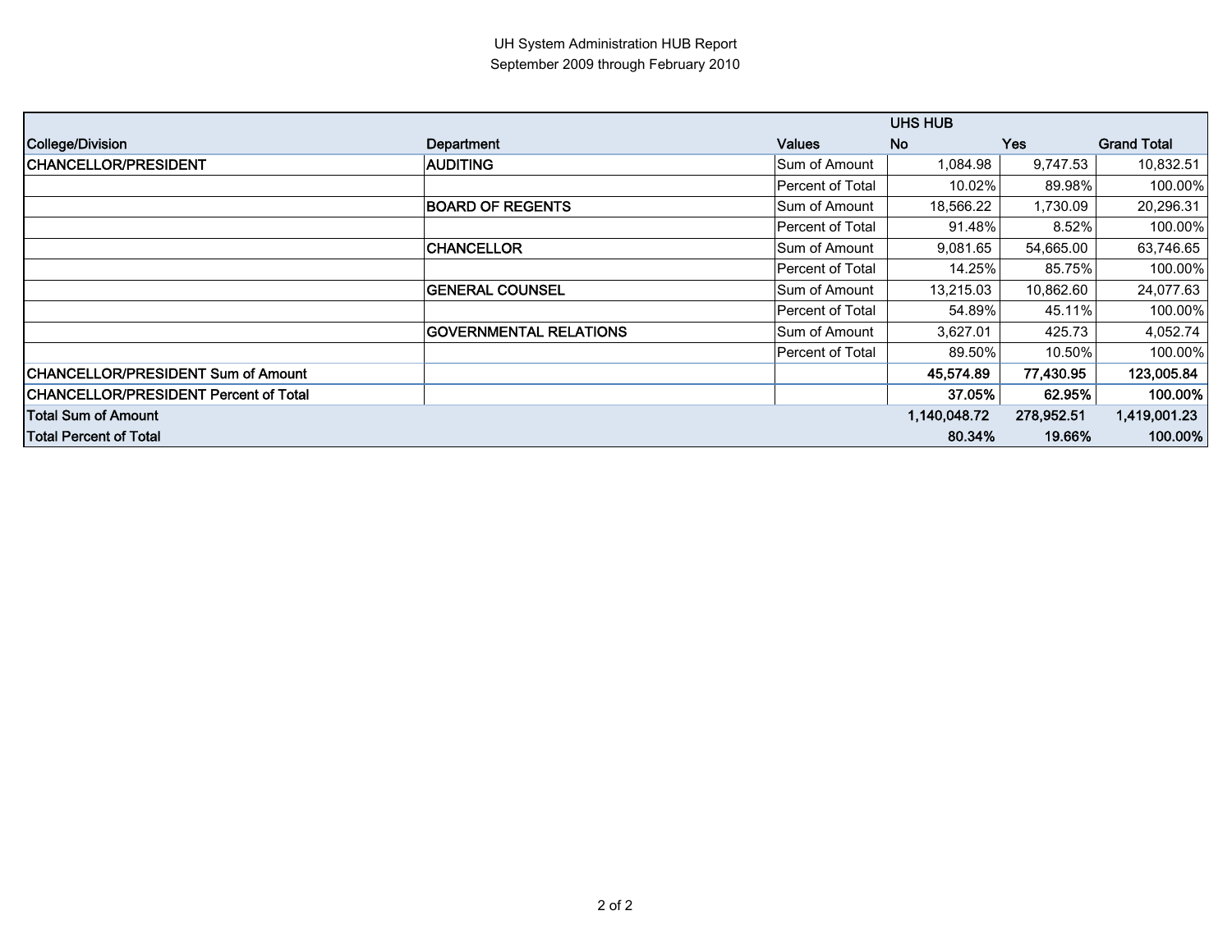UH System Administration HUB Report
September 2009 through February 2010

| | | | UHS HUB | | |
|---|---|---|---|---|---|
| **College/Division** | **Department** | **Values** | **No** | **Yes** | **Grand Total** |
| **CHANCELLOR/PRESIDENT** | **AUDITING** | Sum of Amount | 1,084.98 | 9,747.53 | 10,832.51 |
| | | Percent of Total | 10.02% | 89.98% | 100.00% |
| | **BOARD OF REGENTS** | Sum of Amount | 18,566.22 | 1,730.09 | 20,296.31 |
| | | Percent of Total | 91.48% | 8.52% | 100.00% |
| | **CHANCELLOR** | Sum of Amount | 9,081.65 | 54,665.00 | 63,746.65 |
| | | Percent of Total | 14.25% | 85.75% | 100.00% |
| | **GENERAL COUNSEL** | Sum of Amount | 13,215.03 | 10,862.60 | 24,077.63 |
| | | Percent of Total | 54.89% | 45.11% | 100.00% |
| | **GOVERNMENTAL RELATIONS** | Sum of Amount | 3,627.01 | 425.73 | 4,052.74 |
| | | Percent of Total | 89.50% | 10.50% | 100.00% |
| **CHANCELLOR/PRESIDENT Sum of Amount** | | | **45,574.89** | **77,430.95** | **123,005.84** |
| **CHANCELLOR/PRESIDENT Percent of Total** | | | **37.05%** | **62.95%** | **100.00%** |
| **Total Sum of Amount** | | | **1,140,048.72** | **278,952.51** | **1,419,001.23** |
| **Total Percent of Total** | | | **80.34%** | **19.66%** | **100.00%** |